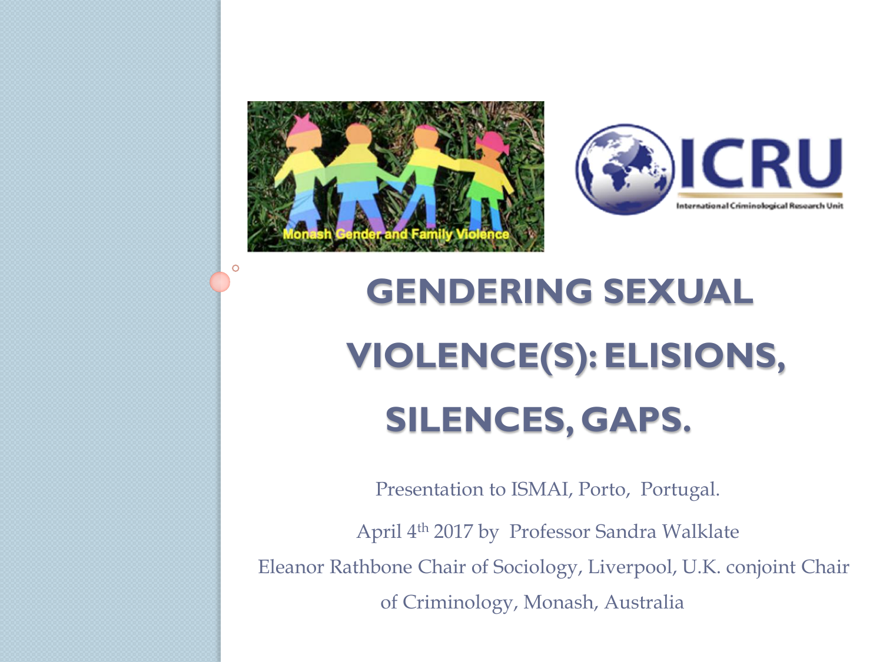# GENDERING SEXUAL VIOLENCE(S): ELISIONS, SILENCES, GAPS.

Presentation to ISMAI, Porto, Portugal.

April 4th 2017 by Professor Sandra Walklate

Eleanor Rathbone Chair of Sociology, Liverpool, U.K. conjoint Chair of Criminology, Monash, Australia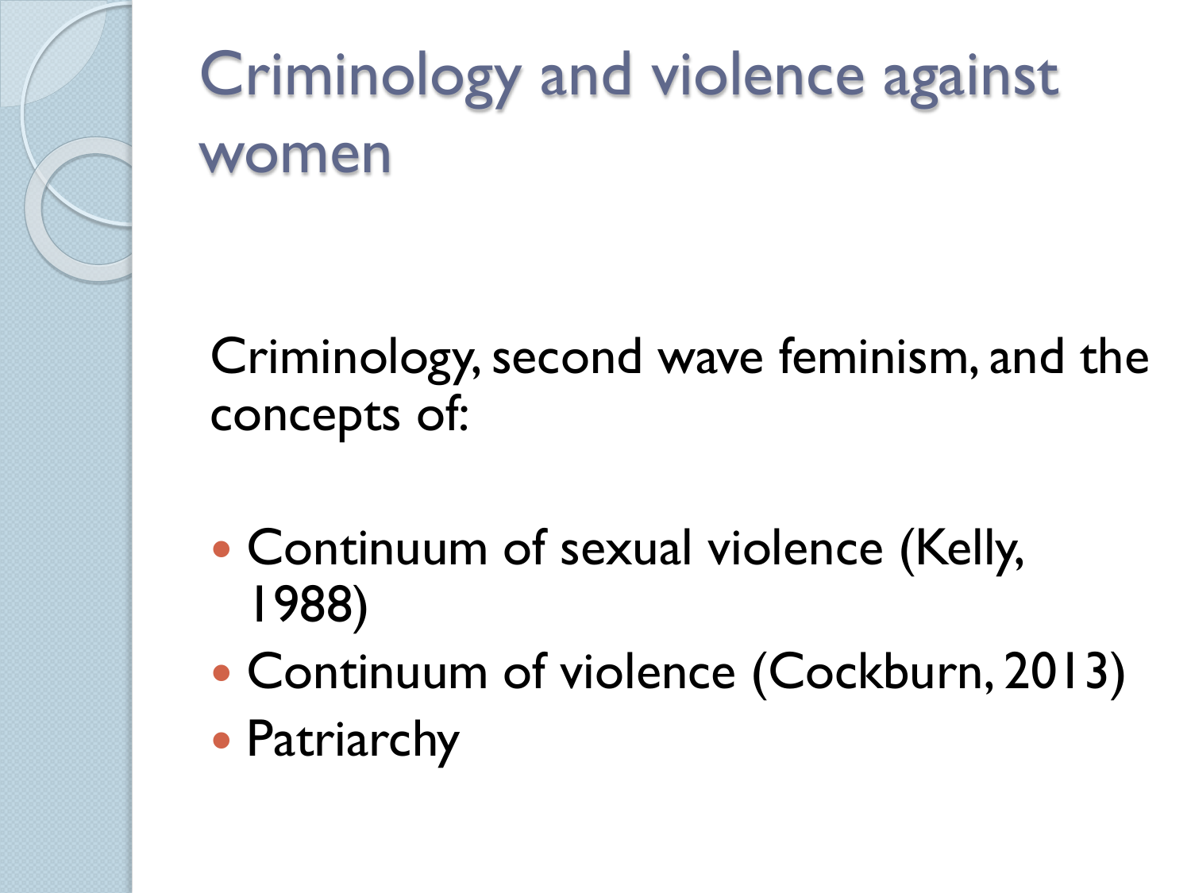# Criminology and violence against women

Criminology, second wave feminism, and the concepts of:

- Continuum of sexual violence (Kelly, 1988)
- Continuum of violence (Cockburn, 2013)
- Patriarchy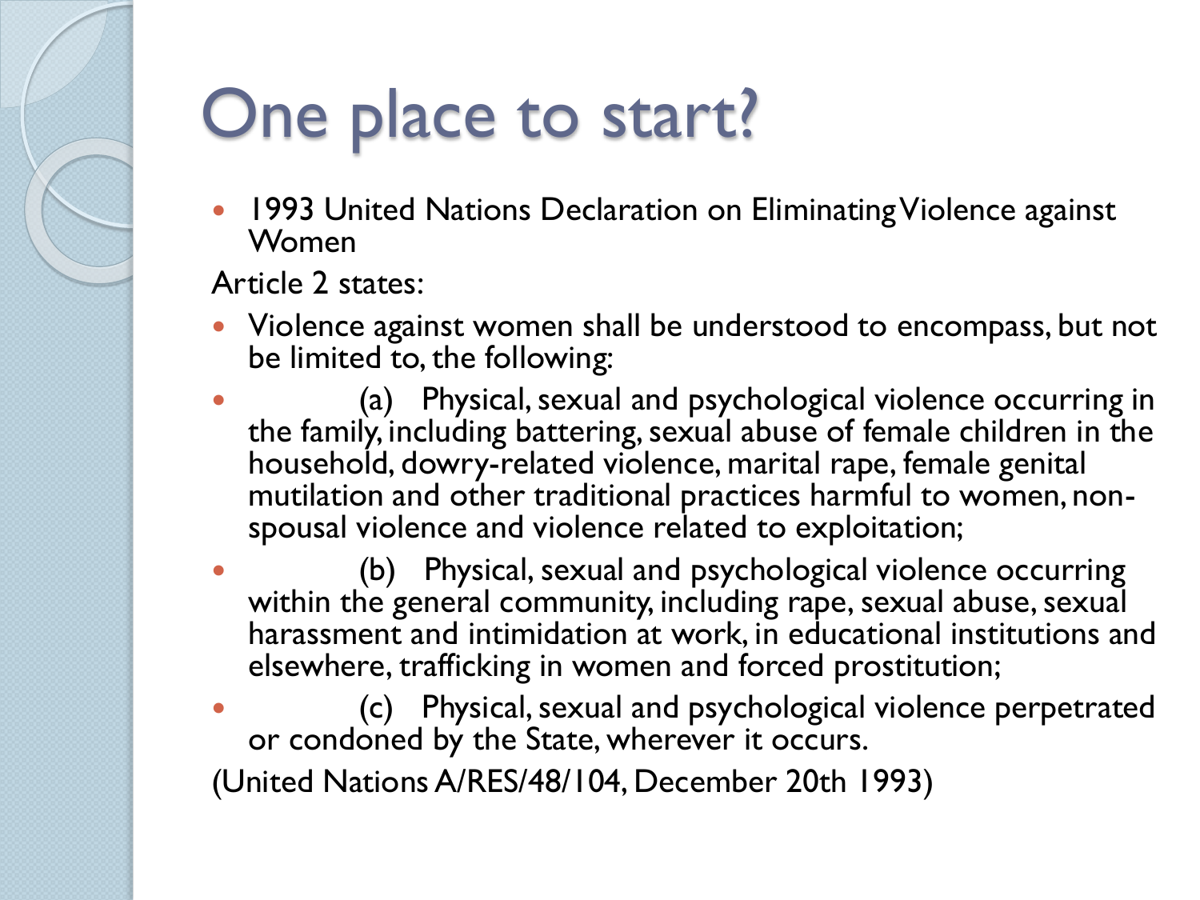# One place to start?

- 1993 United Nations Declaration on Eliminating Violence against Women

Article 2 states:

- Violence against women shall be understood to encompass, but not be limited to, the following:
- (a) Physical, sexual and psychological violence occurring in the family, including battering, sexual abuse of female children in the household, dowry-related violence, marital rape, female genital mutilation and other traditional practices harmful to women, non-spousal violence and violence related to exploitation;
- (b) Physical, sexual and psychological violence occurring within the general community, including rape, sexual abuse, sexual harassment and intimidation at work, in educational institutions and elsewhere, trafficking in women and forced prostitution;
- (c) Physical, sexual and psychological violence perpetrated or condoned by the State, wherever it occurs.

(United Nations A/RES/48/104, December 20th 1993)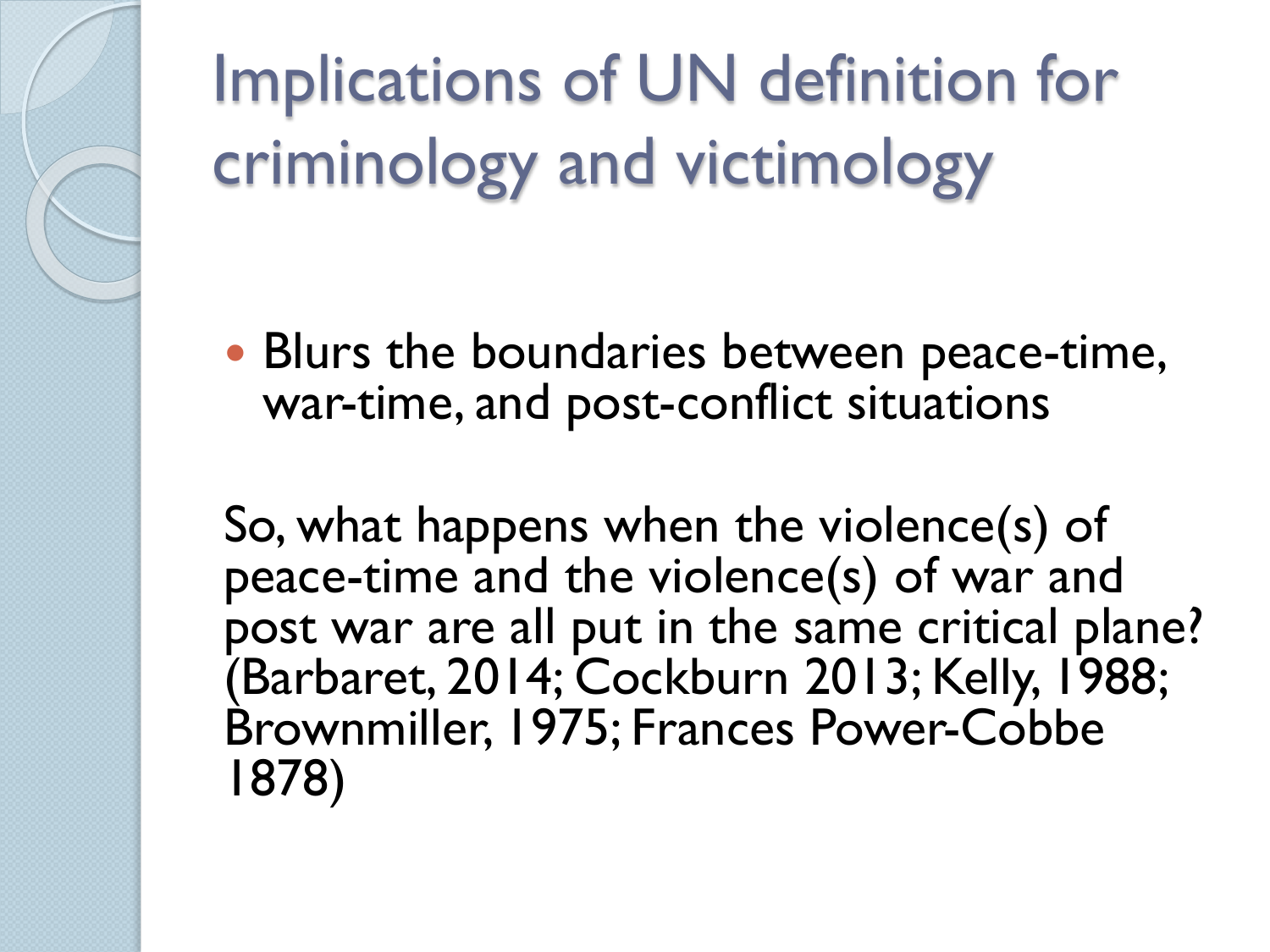# Implications of UN definition for criminology and victimology

- Blurs the boundaries between peace-time, war-time, and post-conflict situations

So, what happens when the violence(s) of peace-time and the violence(s) of war and post war are all put in the same critical plane? (Barbaret, 2014; Cockburn 2013; Kelly, 1988; Brownmiller, 1975; Frances Power-Cobbe 1878)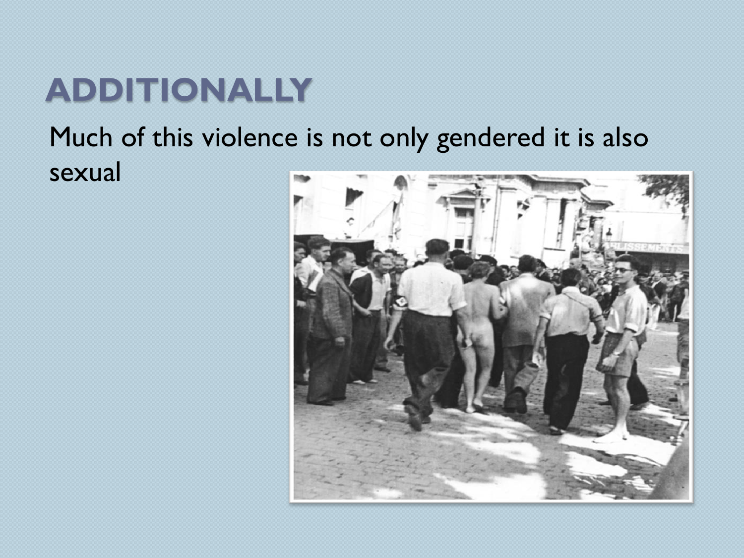# ADDITIONALLY

Much of this violence is not only gendered it is also sexual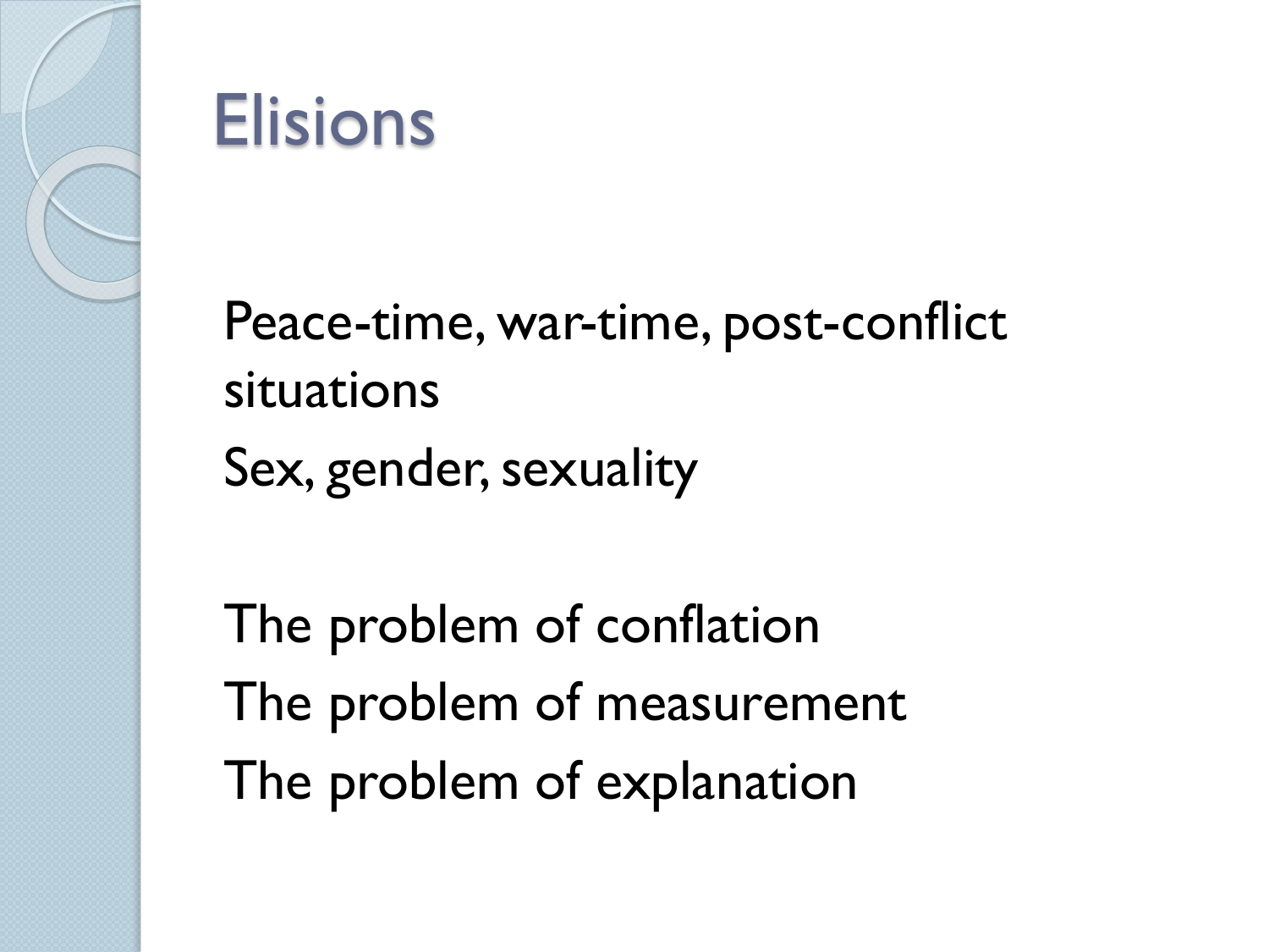# Elisions

Peace-time, war-time, post-conflict situations

Sex, gender, sexuality

The problem of conflation

The problem of measurement

The problem of explanation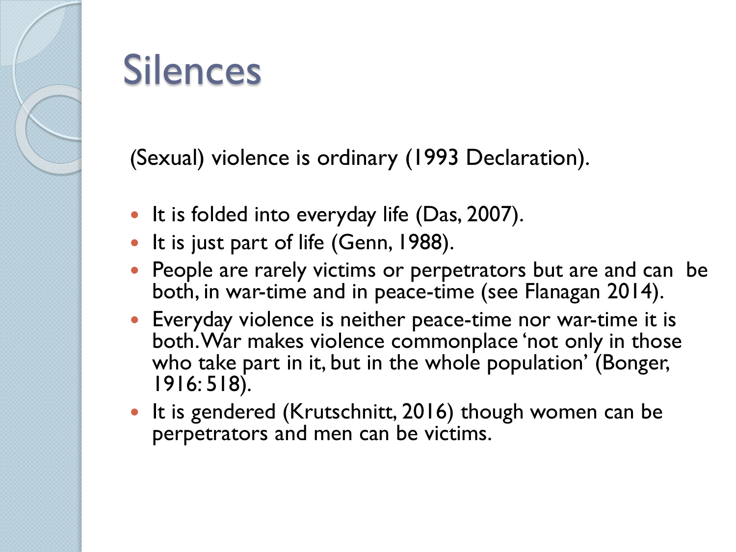# Silences

(Sexual) violence is ordinary (1993 Declaration).

- It is folded into everyday life (Das, 2007).
- It is just part of life (Genn, 1988).
- People are rarely victims or perpetrators but are and can be both, in war-time and in peace-time (see Flanagan 2014).
- Everyday violence is neither peace-time nor war-time it is both. War makes violence commonplace 'not only in those who take part in it, but in the whole population' (Bonger, 1916: 518).
- It is gendered (Krutschnitt, 2016) though women can be perpetrators and men can be victims.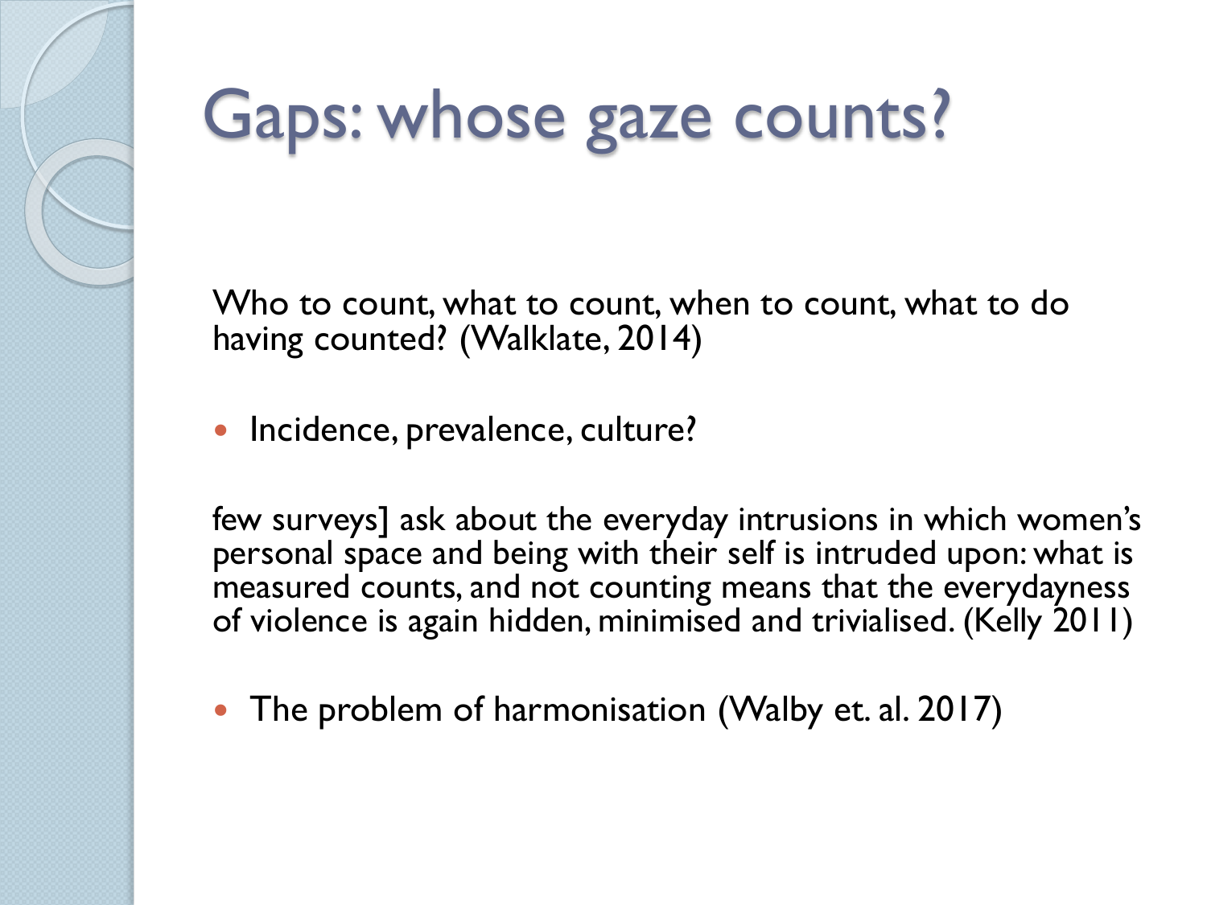# Gaps: whose gaze counts?

Who to count, what to count, when to count, what to do having counted? (Walklate, 2014)

- Incidence, prevalence, culture?

few surveys] ask about the everyday intrusions in which women's personal space and being with their self is intruded upon: what is measured counts, and not counting means that the everydayness of violence is again hidden, minimised and trivialised. (Kelly 2011)

- The problem of harmonisation (Walby et. al. 2017)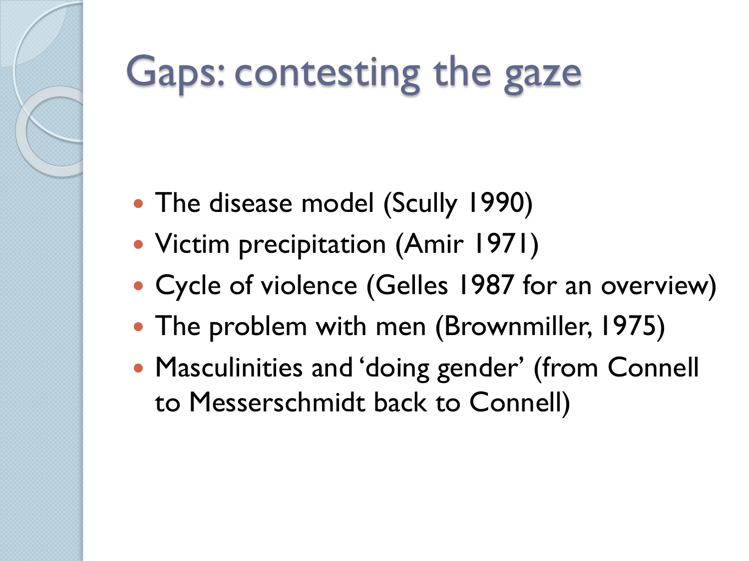# Gaps: contesting the gaze

- The disease model (Scully 1990)
- Victim precipitation (Amir 1971)
- Cycle of violence (Gelles 1987 for an overview)
- The problem with men (Brownmiller, 1975)
- Masculinities and 'doing gender' (from Connell to Messerschmidt back to Connell)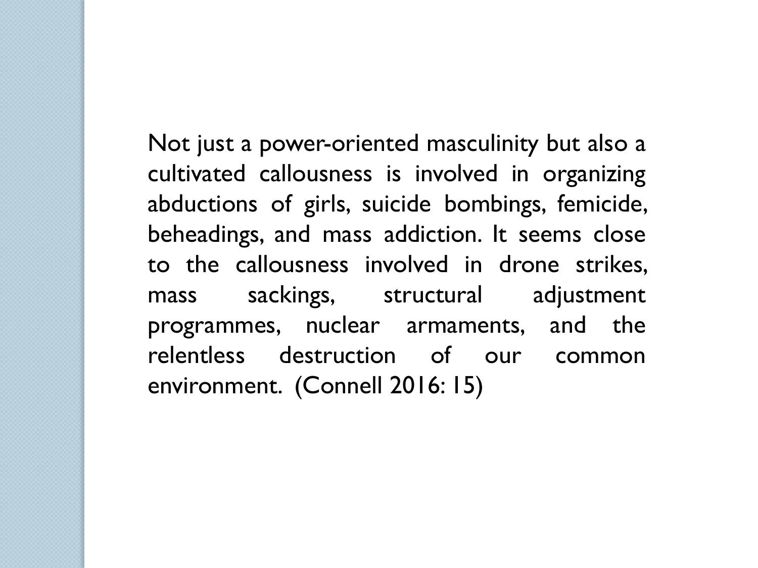Not just a power-oriented masculinity but also a cultivated callousness is involved in organizing abductions of girls, suicide bombings, femicide, beheadings, and mass addiction. It seems close to the callousness involved in drone strikes, mass sackings, structural adjustment programmes, nuclear armaments, and the relentless destruction of our common environment. (Connell 2016: 15)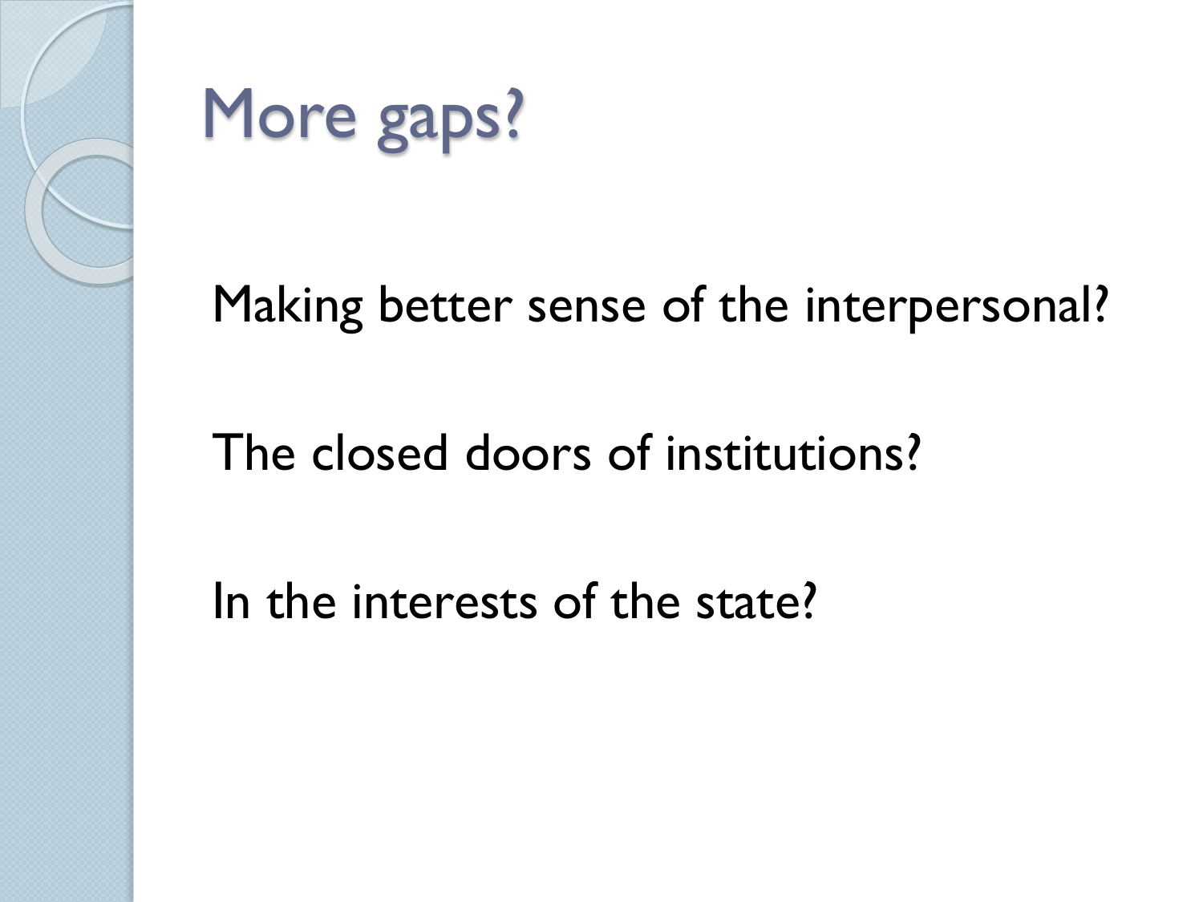# More gaps?

Making better sense of the interpersonal?

The closed doors of institutions?

In the interests of the state?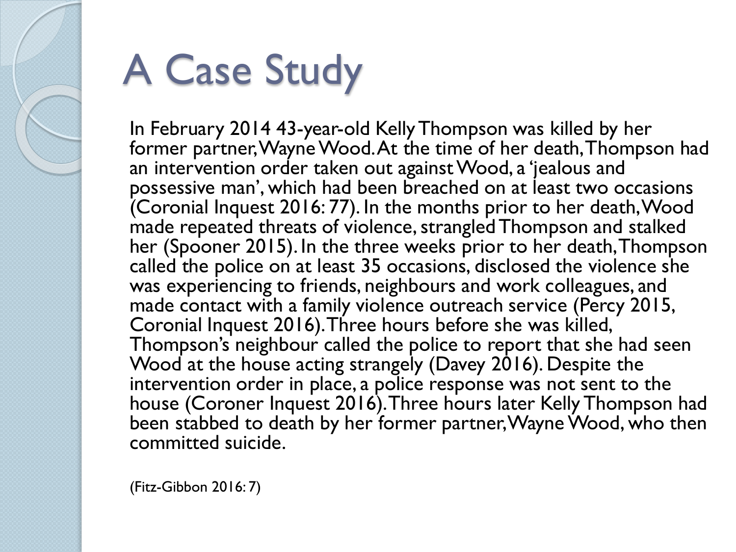# A Case Study

In February 2014 43-year-old Kelly Thompson was killed by her former partner, Wayne Wood. At the time of her death, Thompson had an intervention order taken out against Wood, a 'jealous and possessive man', which had been breached on at least two occasions (Coronial Inquest 2016: 77). In the months prior to her death, Wood made repeated threats of violence, strangled Thompson and stalked her (Spooner 2015). In the three weeks prior to her death, Thompson called the police on at least 35 occasions, disclosed the violence she was experiencing to friends, neighbours and work colleagues, and made contact with a family violence outreach service (Percy 2015, Coronial Inquest 2016). Three hours before she was killed, Thompson's neighbour called the police to report that she had seen Wood at the house acting strangely (Davey 2016). Despite the intervention order in place, a police response was not sent to the house (Coroner Inquest 2016). Three hours later Kelly Thompson had been stabbed to death by her former partner, Wayne Wood, who then committed suicide.

(Fitz-Gibbon 2016: 7)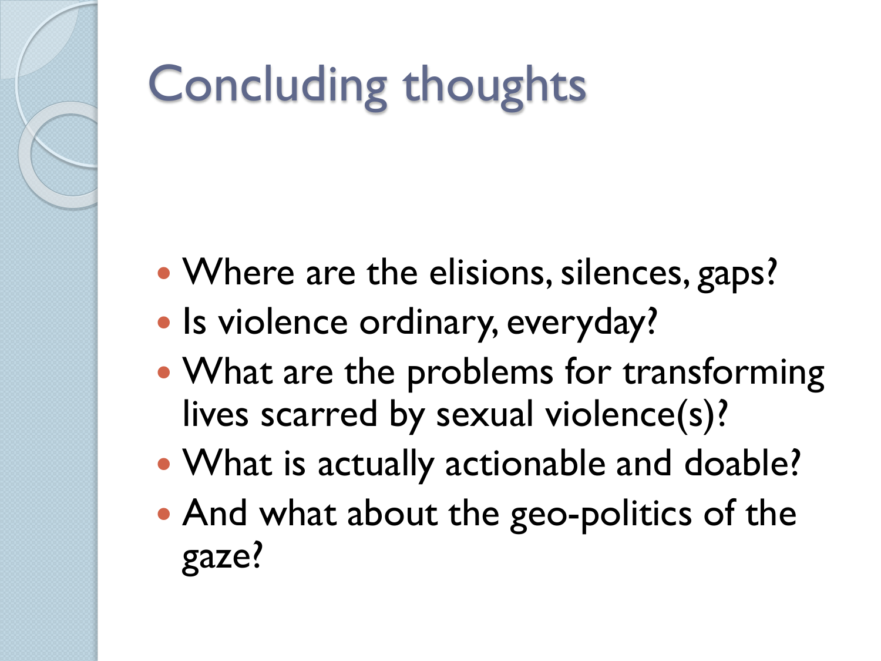# Concluding thoughts

- Where are the elisions, silences, gaps?
- Is violence ordinary, everyday?
- What are the problems for transforming lives scarred by sexual violence(s)?
- What is actually actionable and doable?
- And what about the geo-politics of the gaze?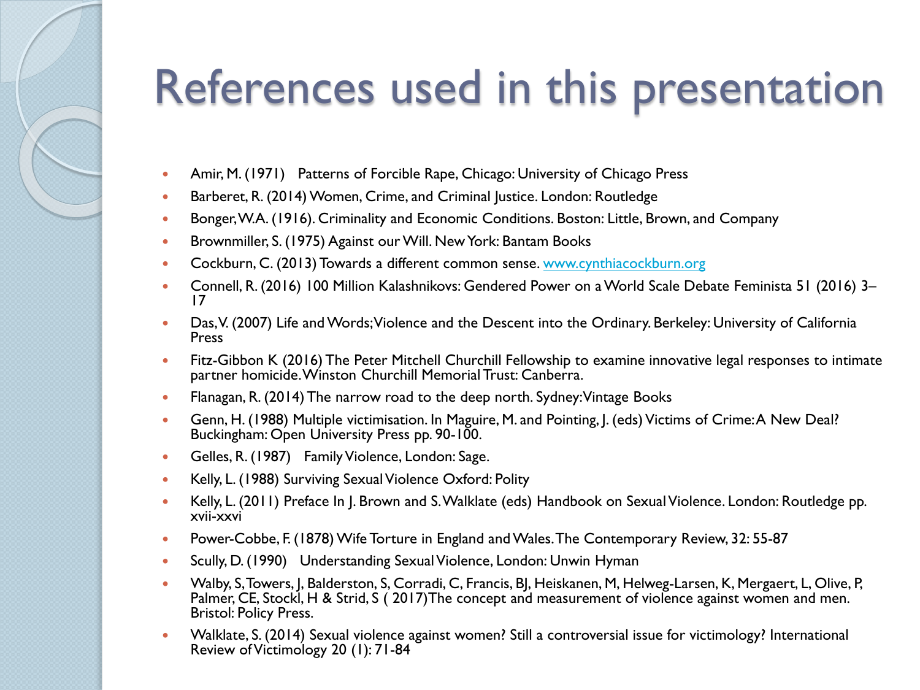# References used in this presentation

- Amir, M. (1971) Patterns of Forcible Rape, Chicago: University of Chicago Press
- Barberet, R. (2014) Women, Crime, and Criminal Justice. London: Routledge
- Bonger, W.A. (1916). Criminality and Economic Conditions. Boston: Little, Brown, and Company
- Brownmiller, S. (1975) Against our Will. New York: Bantam Books
- Cockburn, C. (2013) Towards a different common sense. www.cynthiacockburn.org
- Connell, R. (2016) 100 Million Kalashnikovs: Gendered Power on a World Scale Debate Feminista 51 (2016) 3–17
- Das, V. (2007) Life and Words; Violence and the Descent into the Ordinary. Berkeley: University of California Press
- Fitz-Gibbon K (2016) The Peter Mitchell Churchill Fellowship to examine innovative legal responses to intimate partner homicide. Winston Churchill Memorial Trust: Canberra.
- Flanagan, R. (2014) The narrow road to the deep north. Sydney: Vintage Books
- Genn, H. (1988) Multiple victimisation. In Maguire, M. and Pointing, J. (eds) Victims of Crime: A New Deal? Buckingham: Open University Press pp. 90-100.
- Gelles, R. (1987) Family Violence, London: Sage.
- Kelly, L. (1988) Surviving Sexual Violence Oxford: Polity
- Kelly, L. (2011) Preface In J. Brown and S. Walklate (eds) Handbook on Sexual Violence. London: Routledge pp. xvii-xxvi
- Power-Cobbe, F. (1878) Wife Torture in England and Wales. The Contemporary Review, 32: 55-87
- Scully, D. (1990) Understanding Sexual Violence, London: Unwin Hyman
- Walby, S, Towers, J, Balderston, S, Corradi, C, Francis, BJ, Heiskanen, M, Helweg-Larsen, K, Mergaert, L, Olive, P, Palmer, CE, Stockl, H & Strid, S ( 2017)The concept and measurement of violence against women and men. Bristol: Policy Press.
- Walklate, S. (2014) Sexual violence against women? Still a controversial issue for victimology? International Review of Victimology 20 (1): 71-84